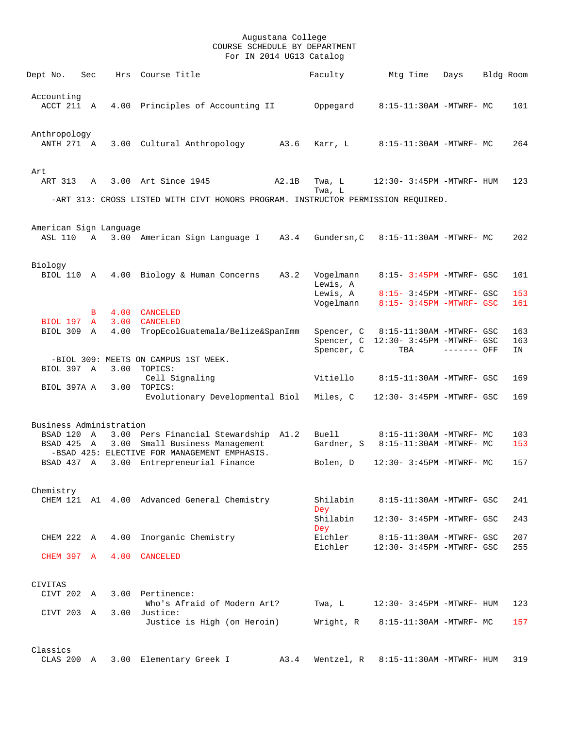# Augustana College
## COURSE SCHEDULE BY DEPARTMENT
### For IN 2014 UG13 Catalog

| Dept No. | Sec | Hrs | Course Title | | Faculty | Mtg Time | Days | Bldg | Room |
|---|---|---|---|---|---|---|---|---|---|
| **Accounting** | | | | | | | | | |
| ACCT 211 | A | 4.00 | Principles of Accounting II | | Oppegard | 8:15-11:30AM | -MTWRF- | MC | 101 |
| **Anthropology** | | | | | | | | | |
| ANTH 271 | A | 3.00 | Cultural Anthropology | A3.6 | Karr, L | 8:15-11:30AM | -MTWRF- | MC | 264 |
| **Art** | | | | | | | | | |
| ART 313 | A | 3.00 | Art Since 1945 | A2.1B | Twa, L | 12:30- 3:45PM | -MTWRF- | HUM | 123 |
| | | | | | Twa, L | | | | |
| -ART 313: CROSS LISTED WITH CIVT HONORS PROGRAM. INSTRUCTOR PERMISSION REQUIRED. | | | | | | | | | |
| **American Sign Language** | | | | | | | | | |
| ASL 110 | A | 3.00 | American Sign Language I | A3.4 | Gundersn,C | 8:15-11:30AM | -MTWRF- | MC | 202 |
| **Biology** | | | | | | | | | |
| BIOL 110 | A | 4.00 | Biology & Human Concerns | A3.2 | Vogelmann | 8:15- 3:45PM | -MTWRF- | GSC | 101 |
| | | | | | Lewis, A | | | | |
| | | | | | Lewis, A | 8:15- 3:45PM | -MTWRF- | GSC | 153 |
| | | | | | Vogelmann | 8:15- 3:45PM | -MTWRF- | GSC | 161 |
| | B | 4.00 | CANCELED | | | | | | |
| BIOL 197 | A | 3.00 | CANCELED | | | | | | |
| BIOL 309 | A | 4.00 | TropEcolGuatemala/Belize&SpanImm | | Spencer, C | 8:15-11:30AM | -MTWRF- | GSC | 163 |
| | | | | | Spencer, C | 12:30- 3:45PM | -MTWRF- | GSC | 163 |
| | | | | | Spencer, C | TBA | ------- | OFF | IN |
| -BIOL 309: MEETS ON CAMPUS 1ST WEEK. | | | | | | | | | |
| BIOL 397 | A | 3.00 | TOPICS: Cell Signaling | | Vitiello | 8:15-11:30AM | -MTWRF- | GSC | 169 |
| BIOL 397A | A | 3.00 | TOPICS: Evolutionary Developmental Biol | | Miles, C | 12:30- 3:45PM | -MTWRF- | GSC | 169 |
| **Business Administration** | | | | | | | | | |
| BSAD 120 | A | 3.00 | Pers Financial Stewardship | A1.2 | Buell | 8:15-11:30AM | -MTWRF- | MC | 103 |
| BSAD 425 | A | 3.00 | Small Business Management | | Gardner, S | 8:15-11:30AM | -MTWRF- | MC | 153 |
| -BSAD 425: ELECTIVE FOR MANAGEMENT EMPHASIS. | | | | | | | | | |
| BSAD 437 | A | 3.00 | Entrepreneurial Finance | | Bolen, D | 12:30- 3:45PM | -MTWRF- | MC | 157 |
| **Chemistry** | | | | | | | | | |
| CHEM 121 | A1 | 4.00 | Advanced General Chemistry | | Shilabin | 8:15-11:30AM | -MTWRF- | GSC | 241 |
| | | | | | Dey | | | | |
| | | | | | Shilabin | 12:30- 3:45PM | -MTWRF- | GSC | 243 |
| | | | | | Dey | | | | |
| CHEM 222 | A | 4.00 | Inorganic Chemistry | | Eichler | 8:15-11:30AM | -MTWRF- | GSC | 207 |
| | | | | | Eichler | 12:30- 3:45PM | -MTWRF- | GSC | 255 |
| CHEM 397 | A | 4.00 | CANCELED | | | | | | |
| **CIVITAS** | | | | | | | | | |
| CIVT 202 | A | 3.00 | Pertinence: Who's Afraid of Modern Art? | | Twa, L | 12:30- 3:45PM | -MTWRF- | HUM | 123 |
| CIVT 203 | A | 3.00 | Justice: Justice is High (on Heroin) | | Wright, R | 8:15-11:30AM | -MTWRF- | MC | 157 |
| **Classics** | | | | | | | | | |
| CLAS 200 | A | 3.00 | Elementary Greek I | A3.4 | Wentzel, R | 8:15-11:30AM | -MTWRF- | HUM | 319 |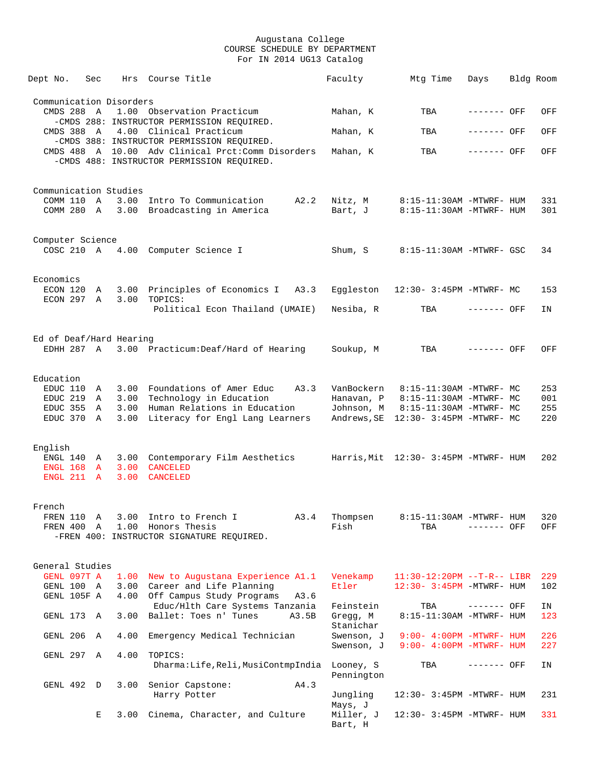# Augustana College
## COURSE SCHEDULE BY DEPARTMENT
### For IN 2014 UG13 Catalog

| Dept No. | Sec | Hrs | Course Title | | Faculty | Mtg Time | Days | Bldg | Room |
|---|---|---|---|---|---|---|---|---|---|
| **Communication Disorders** | | | | | | | | | |
| CMDS 288 | A | 1.00 | Observation Practicum | | Mahan, K | TBA | ------- | OFF | OFF |
| -CMDS 288: INSTRUCTOR PERMISSION REQUIRED. | | | | | | | | | |
| CMDS 388 | A | 4.00 | Clinical Practicum | | Mahan, K | TBA | ------- | OFF | OFF |
| -CMDS 388: INSTRUCTOR PERMISSION REQUIRED. | | | | | | | | | |
| CMDS 488 | A | 10.00 | Adv Clinical Prct:Comm Disorders | | Mahan, K | TBA | ------- | OFF | OFF |
| -CMDS 488: INSTRUCTOR PERMISSION REQUIRED. | | | | | | | | | |
| **Communication Studies** | | | | | | | | | |
| COMM 110 | A | 3.00 | Intro To Communication | A2.2 | Nitz, M | 8:15-11:30AM | -MTWRF- | HUM | 331 |
| COMM 280 | A | 3.00 | Broadcasting in America | | Bart, J | 8:15-11:30AM | -MTWRF- | HUM | 301 |
| **Computer Science** | | | | | | | | | |
| COSC 210 | A | 4.00 | Computer Science I | | Shum, S | 8:15-11:30AM | -MTWRF- | GSC | 34 |
| **Economics** | | | | | | | | | |
| ECON 120 | A | 3.00 | Principles of Economics I | A3.3 | Eggleston | 12:30- 3:45PM | -MTWRF- | MC | 153 |
| ECON 297 | A | 3.00 | TOPICS: | | | | | | |
| | | | Political Econ Thailand (UMAIE) | | Nesiba, R | TBA | ------- | OFF | IN |
| **Ed of Deaf/Hard Hearing** | | | | | | | | | |
| EDHH 287 | A | 3.00 | Practicum:Deaf/Hard of Hearing | | Soukup, M | TBA | ------- | OFF | OFF |
| **Education** | | | | | | | | | |
| EDUC 110 | A | 3.00 | Foundations of Amer Educ | A3.3 | VanBockern | 8:15-11:30AM | -MTWRF- | MC | 253 |
| EDUC 219 | A | 3.00 | Technology in Education | | Hanavan, P | 8:15-11:30AM | -MTWRF- | MC | 001 |
| EDUC 355 | A | 3.00 | Human Relations in Education | | Johnson, M | 8:15-11:30AM | -MTWRF- | MC | 255 |
| EDUC 370 | A | 3.00 | Literacy for Engl Lang Learners | | Andrews,SE | 12:30- 3:45PM | -MTWRF- | MC | 220 |
| **English** | | | | | | | | | |
| ENGL 140 | A | 3.00 | Contemporary Film Aesthetics | | Harris,Mit | 12:30- 3:45PM | -MTWRF- | HUM | 202 |
| ENGL 168 | A | 3.00 | CANCELED | | | | | | |
| ENGL 211 | A | 3.00 | CANCELED | | | | | | |
| **French** | | | | | | | | | |
| FREN 110 | A | 3.00 | Intro to French I | A3.4 | Thompsen | 8:15-11:30AM | -MTWRF- | HUM | 320 |
| FREN 400 | A | 1.00 | Honors Thesis | | Fish | TBA | ------- | OFF | OFF |
| -FREN 400: INSTRUCTOR SIGNATURE REQUIRED. | | | | | | | | | |
| **General Studies** | | | | | | | | | |
| GENL 097T | A | 1.00 | New to Augustana Experience | A1.1 | Venekamp | 11:30-12:20PM | --T-R-- | LIBR | 229 |
| GENL 100 | A | 3.00 | Career and Life Planning | | Etler | 12:30- 3:45PM | -MTWRF- | HUM | 102 |
| GENL 105F | A | 4.00 | Off Campus Study Programs | A3.6 | | | | | |
| | | | Educ/Hlth Care Systems Tanzania | | Feinstein | TBA | ------- | OFF | IN |
| GENL 173 | A | 3.00 | Ballet: Toes n' Tunes | A3.5B | Gregg, M<br>Stanichar | 8:15-11:30AM | -MTWRF- | HUM | 123 |
| GENL 206 | A | 4.00 | Emergency Medical Technician | | Swenson, J | 9:00- 4:00PM | -MTWRF- | HUM | 226 |
| | | | | | Swenson, J | 9:00- 4:00PM | -MTWRF- | HUM | 227 |
| GENL 297 | A | 4.00 | TOPICS: | | | | | | |
| | | | Dharma:Life,Reli,MusicContmpIndia | | Looney, S<br>Pennington | TBA | ------- | OFF | IN |
| GENL 492 | D | 3.00 | Senior Capstone: | A4.3 | | | | | |
| | | | Harry Potter | | Jungling<br>Mays, J | 12:30- 3:45PM | -MTWRF- | HUM | 231 |
| | E | 3.00 | Cinema, Character, and Culture | | Miller, J<br>Bart, H | 12:30- 3:45PM | -MTWRF- | HUM | 331 |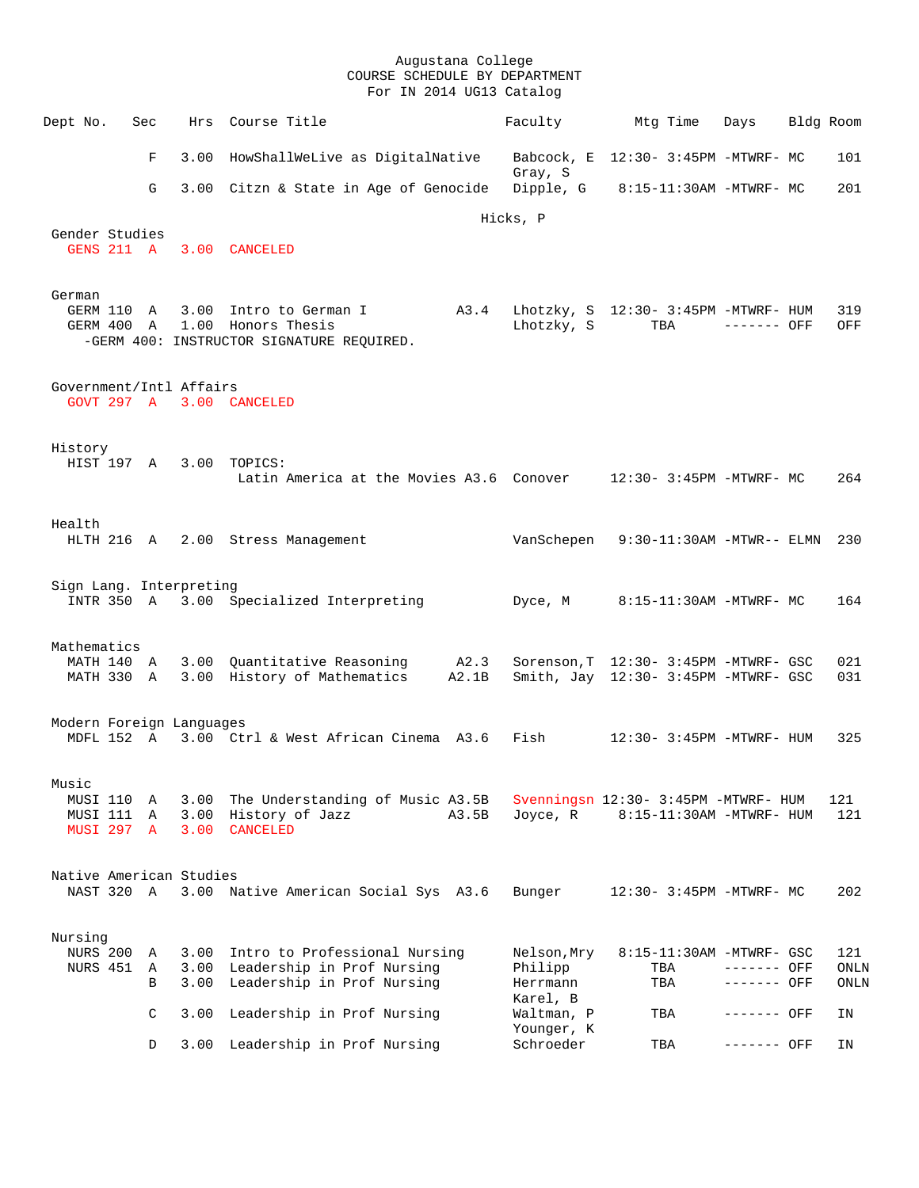Augustana College
COURSE SCHEDULE BY DEPARTMENT
For IN 2014 UG13 Catalog

| Dept No. | Sec | Hrs | Course Title | | Faculty | Mtg Time | Days | Bldg | Room |
|---|---|---|---|---|---|---|---|---|---|
| | F | 3.00 | HowShallWeLive as DigitalNative | | Babcock, E<br>Gray, S | 12:30- 3:45PM | -MTWRF- | MC | 101 |
| | G | 3.00 | Citzn & State in Age of Genocide | | Dipple, G<br>Hicks, P | 8:15-11:30AM | -MTWRF- | MC | 201 |
| **Gender Studies** | | | | | | | | | |
| GENS 211 | A | 3.00 | CANCELED | | | | | | |
| **German** | | | | | | | | | |
| GERM 110 | A | 3.00 | Intro to German I | A3.4 | Lhotzky, S | 12:30- 3:45PM | -MTWRF- | HUM | 319 |
| GERM 400 | A | 1.00 | Honors Thesis | | Lhotzky, S | TBA | ------- | OFF | OFF |
| -GERM 400: INSTRUCTOR SIGNATURE REQUIRED. | | | | | | | | | |
| **Government/Intl Affairs** | | | | | | | | | |
| GOVT 297 | A | 3.00 | CANCELED | | | | | | |
| **History** | | | | | | | | | |
| HIST 197 | A | 3.00 | TOPICS:<br>Latin America at the Movies | A3.6 | Conover | 12:30- 3:45PM | -MTWRF- | MC | 264 |
| **Health** | | | | | | | | | |
| HLTH 216 | A | 2.00 | Stress Management | | VanSchepen | 9:30-11:30AM | -MTWR-- | ELMN | 230 |
| **Sign Lang. Interpreting** | | | | | | | | | |
| INTR 350 | A | 3.00 | Specialized Interpreting | | Dyce, M | 8:15-11:30AM | -MTWRF- | MC | 164 |
| **Mathematics** | | | | | | | | | |
| MATH 140 | A | 3.00 | Quantitative Reasoning | A2.3 | Sorenson,T | 12:30- 3:45PM | -MTWRF- | GSC | 021 |
| MATH 330 | A | 3.00 | History of Mathematics | A2.1B | Smith, Jay | 12:30- 3:45PM | -MTWRF- | GSC | 031 |
| **Modern Foreign Languages** | | | | | | | | | |
| MDFL 152 | A | 3.00 | Ctrl & West African Cinema | A3.6 | Fish | 12:30- 3:45PM | -MTWRF- | HUM | 325 |
| **Music** | | | | | | | | | |
| MUSI 110 | A | 3.00 | The Understanding of Music | A3.5B | Svenningsn | 12:30- 3:45PM | -MTWRF- | HUM | 121 |
| MUSI 111 | A | 3.00 | History of Jazz | A3.5B | Joyce, R | 8:15-11:30AM | -MTWRF- | HUM | 121 |
| MUSI 297 | A | 3.00 | CANCELED | | | | | | |
| **Native American Studies** | | | | | | | | | |
| NAST 320 | A | 3.00 | Native American Social Sys | A3.6 | Bunger | 12:30- 3:45PM | -MTWRF- | MC | 202 |
| **Nursing** | | | | | | | | | |
| NURS 200 | A | 3.00 | Intro to Professional Nursing | | Nelson,Mry | 8:15-11:30AM | -MTWRF- | GSC | 121 |
| NURS 451 | A | 3.00 | Leadership in Prof Nursing | | Philipp | TBA | ------- | OFF | ONLN |
| | B | 3.00 | Leadership in Prof Nursing | | Herrmann<br>Karel, B | TBA | ------- | OFF | ONLN |
| | C | 3.00 | Leadership in Prof Nursing | | Waltman, P<br>Younger, K | TBA | ------- | OFF | IN |
| | D | 3.00 | Leadership in Prof Nursing | | Schroeder | TBA | ------- | OFF | IN |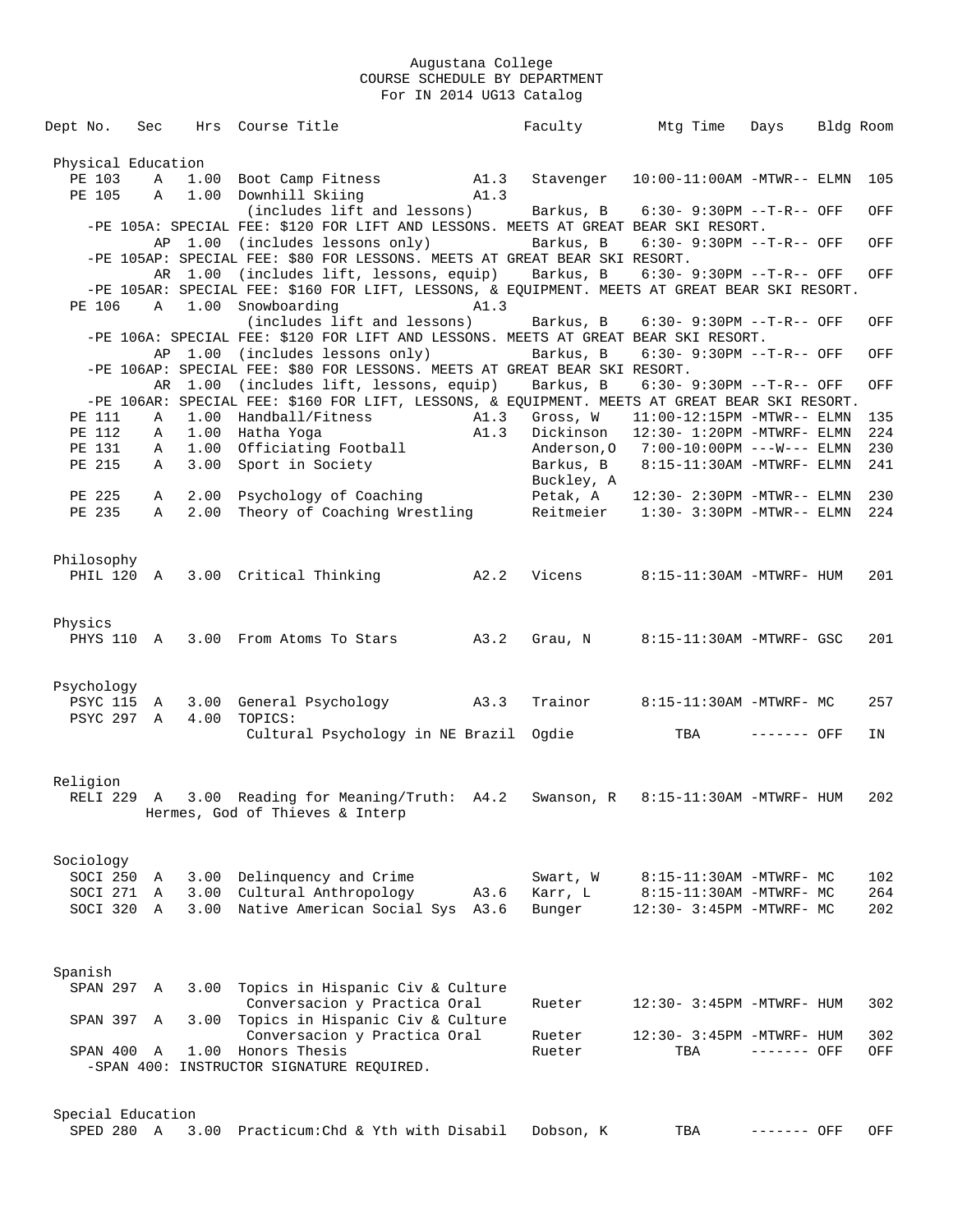Augustana College
COURSE SCHEDULE BY DEPARTMENT
For IN 2014 UG13 Catalog

| Dept No. | Sec | Hrs | Course Title | | Faculty | Mtg Time | Days | Bldg | Room |
|---|---|---|---|---|---|---|---|---|---|
| **Physical Education** | | | | | | | | | |
| PE 103 | A | 1.00 | Boot Camp Fitness | A1.3 | Stavenger | 10:00-11:00AM | -MTWR-- | ELMN | 105 |
| PE 105 | A | 1.00 | Downhill Skiing | A1.3 | | | | | |
| | | | (includes lift and lessons) | | Barkus, B | 6:30- 9:30PM | --T-R-- | OFF | OFF |
| -PE 105A: SPECIAL FEE: $120 FOR LIFT AND LESSONS. MEETS AT GREAT BEAR SKI RESORT. | | | | | | | | | |
| | AP | 1.00 | (includes lessons only) | | Barkus, B | 6:30- 9:30PM | --T-R-- | OFF | OFF |
| -PE 105AP: SPECIAL FEE: $80 FOR LESSONS. MEETS AT GREAT BEAR SKI RESORT. | | | | | | | | | |
| | AR | 1.00 | (includes lift, lessons, equip) | | Barkus, B | 6:30- 9:30PM | --T-R-- | OFF | OFF |
| -PE 105AR: SPECIAL FEE: $160 FOR LIFT, LESSONS, & EQUIPMENT. MEETS AT GREAT BEAR SKI RESORT. | | | | | | | | | |
| PE 106 | A | 1.00 | Snowboarding | A1.3 | | | | | |
| | | | (includes lift and lessons) | | Barkus, B | 6:30- 9:30PM | --T-R-- | OFF | OFF |
| -PE 106A: SPECIAL FEE: $120 FOR LIFT AND LESSONS. MEETS AT GREAT BEAR SKI RESORT. | | | | | | | | | |
| | AP | 1.00 | (includes lessons only) | | Barkus, B | 6:30- 9:30PM | --T-R-- | OFF | OFF |
| -PE 106AP: SPECIAL FEE: $80 FOR LESSONS. MEETS AT GREAT BEAR SKI RESORT. | | | | | | | | | |
| | AR | 1.00 | (includes lift, lessons, equip) | | Barkus, B | 6:30- 9:30PM | --T-R-- | OFF | OFF |
| -PE 106AR: SPECIAL FEE: $160 FOR LIFT, LESSONS, & EQUIPMENT. MEETS AT GREAT BEAR SKI RESORT. | | | | | | | | | |
| PE 111 | A | 1.00 | Handball/Fitness | A1.3 | Gross, W | 11:00-12:15PM | -MTWR-- | ELMN | 135 |
| PE 112 | A | 1.00 | Hatha Yoga | A1.3 | Dickinson | 12:30- 1:20PM | -MTWRF- | ELMN | 224 |
| PE 131 | A | 1.00 | Officiating Football | | Anderson,O | 7:00-10:00PM | ---W--- | ELMN | 230 |
| PE 215 | A | 3.00 | Sport in Society | | Barkus, B | 8:15-11:30AM | -MTWRF- | ELMN | 241 |
| | | | | | Buckley, A | | | | |
| PE 225 | A | 2.00 | Psychology of Coaching | | Petak, A | 12:30- 2:30PM | -MTWR-- | ELMN | 230 |
| PE 235 | A | 2.00 | Theory of Coaching Wrestling | | Reitmeier | 1:30- 3:30PM | -MTWR-- | ELMN | 224 |
| **Philosophy** | | | | | | | | | |
| PHIL 120 | A | 3.00 | Critical Thinking | A2.2 | Vicens | 8:15-11:30AM | -MTWRF- | HUM | 201 |
| **Physics** | | | | | | | | | |
| PHYS 110 | A | 3.00 | From Atoms To Stars | A3.2 | Grau, N | 8:15-11:30AM | -MTWRF- | GSC | 201 |
| **Psychology** | | | | | | | | | |
| PSYC 115 | A | 3.00 | General Psychology | A3.3 | Trainor | 8:15-11:30AM | -MTWRF- | MC | 257 |
| PSYC 297 | A | 4.00 | TOPICS: | | | | | | |
| | | | Cultural Psychology in NE Brazil | | Ogdie | TBA | ------- | OFF | IN |
| **Religion** | | | | | | | | | |
| RELI 229 | A | 3.00 | Reading for Meaning/Truth: Hermes, God of Thieves & Interp | A4.2 | Swanson, R | 8:15-11:30AM | -MTWRF- | HUM | 202 |
| **Sociology** | | | | | | | | | |
| SOCI 250 | A | 3.00 | Delinquency and Crime | | Swart, W | 8:15-11:30AM | -MTWRF- | MC | 102 |
| SOCI 271 | A | 3.00 | Cultural Anthropology | A3.6 | Karr, L | 8:15-11:30AM | -MTWRF- | MC | 264 |
| SOCI 320 | A | 3.00 | Native American Social Sys | A3.6 | Bunger | 12:30- 3:45PM | -MTWRF- | MC | 202 |
| **Spanish** | | | | | | | | | |
| SPAN 297 | A | 3.00 | Topics in Hispanic Civ & Culture | | | | | | |
| | | | Conversacion y Practica Oral | | Rueter | 12:30- 3:45PM | -MTWRF- | HUM | 302 |
| SPAN 397 | A | 3.00 | Topics in Hispanic Civ & Culture | | | | | | |
| | | | Conversacion y Practica Oral | | Rueter | 12:30- 3:45PM | -MTWRF- | HUM | 302 |
| SPAN 400 | A | 1.00 | Honors Thesis | | Rueter | TBA | ------- | OFF | OFF |
| -SPAN 400: INSTRUCTOR SIGNATURE REQUIRED. | | | | | | | | | |
| **Special Education** | | | | | | | | | |
| SPED 280 | A | 3.00 | Practicum:Chd & Yth with Disabil | | Dobson, K | TBA | ------- | OFF | OFF |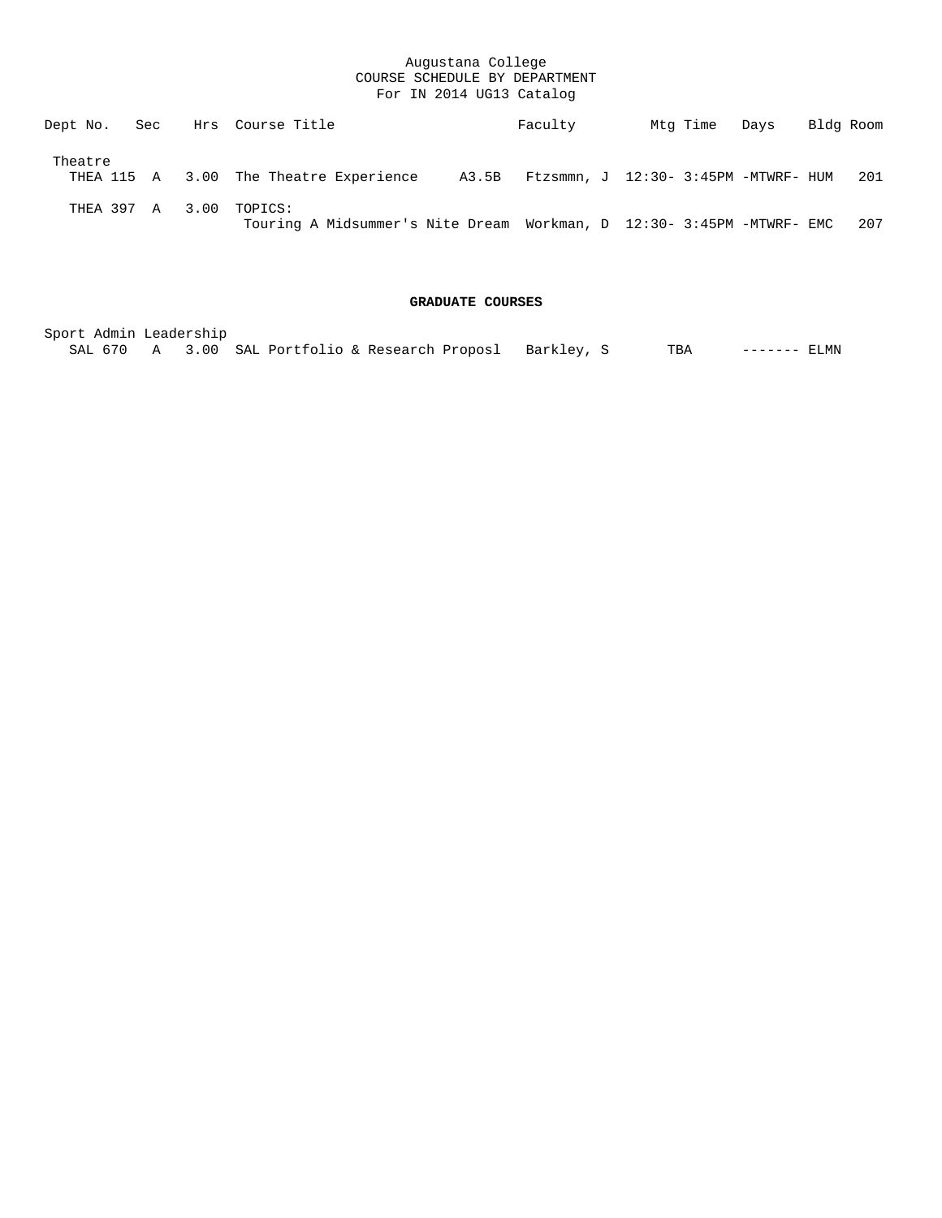Augustana College
COURSE SCHEDULE BY DEPARTMENT
For IN 2014 UG13 Catalog

| Dept No. | Sec | Hrs | Course Title | | Faculty | Mtg Time | Days | Bldg | Room |
|---|---|---|---|---|---|---|---|---|---|
| **Theatre** | | | | | | | | | |
| THEA 115 | A | 3.00 | The Theatre Experience | A3.5B | Ftzsmmn, J | 12:30- 3:45PM | -MTWRF- | HUM | 201 |
| THEA 397 | A | 3.00 | TOPICS: Touring A Midsummer's Nite Dream | | Workman, D | 12:30- 3:45PM | -MTWRF- | EMC | 207 |

**GRADUATE COURSES**

| Dept No. | Sec | Hrs | Course Title | | Faculty | Mtg Time | Days | Bldg | Room |
|---|---|---|---|---|---|---|---|---|---|
| **Sport Admin Leadership** | | | | | | | | | |
| SAL 670 | A | 3.00 | SAL Portfolio & Research Proposl | | Barkley, S | TBA | ------- | ELMN | |